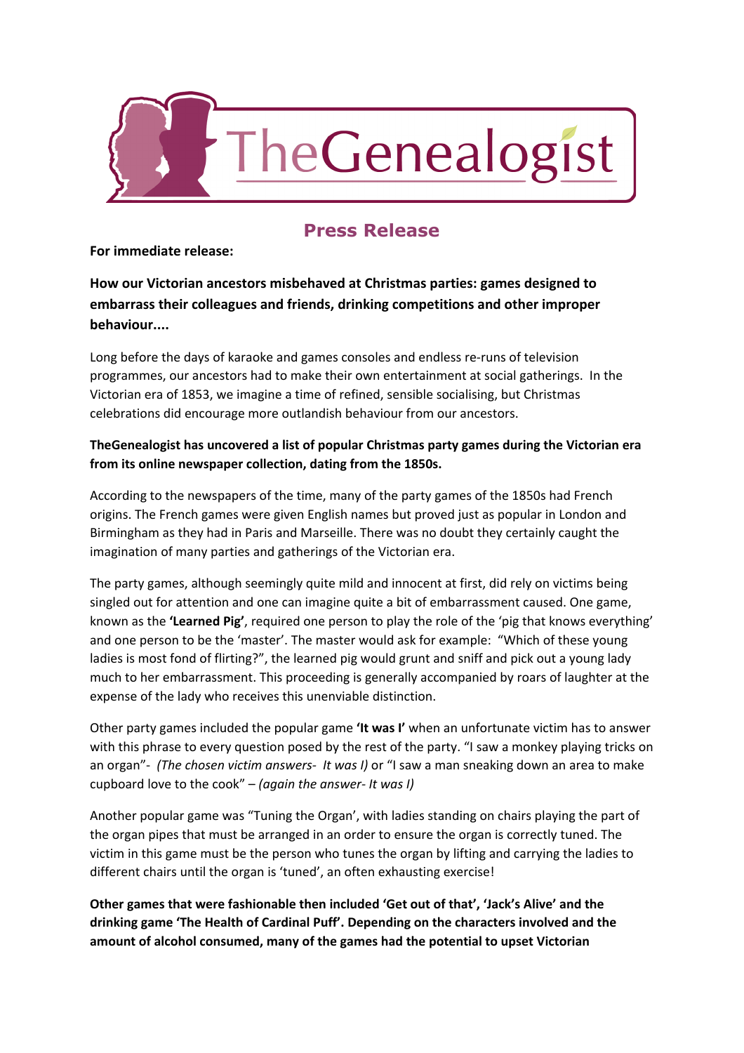TheGenealogist

# Press Release

**For immediate release:**

## How our Victorian ancestors misbehaved at Christmas parties: games designed to embarrass their colleagues and friends, drinking competitions and other improper behaviour....

Long before the days of karaoke and games consoles and endless re-runs of television programmes, our ancestors had to make their own entertainment at social gatherings. In the Victorian era of 1853, we imagine a time of refined, sensible socialising, but Christmas celebrations did encourage more outlandish behaviour from our ancestors.

**TheGenealogist has uncovered a list of popular Christmas party games during the Victorian era from its online newspaper collection, dating from the 1850s.**

According to the newspapers of the time, many of the party games of the 1850s had French origins. The French games were given English names but proved just as popular in London and Birmingham as they had in Paris and Marseille. There was no doubt they certainly caught the imagination of many parties and gatherings of the Victorian era.

The party games, although seemingly quite mild and innocent at first, did rely on victims being singled out for attention and one can imagine quite a bit of embarrassment caused. One game, known as the **'Learned Pig'**, required one person to play the role of the 'pig that knows everything' and one person to be the 'master'. The master would ask for example: "Which of these young ladies is most fond of flirting?", the learned pig would grunt and sniff and pick out a young lady much to her embarrassment. This proceeding is generally accompanied by roars of laughter at the expense of the lady who receives this unenviable distinction.

Other party games included the popular game **'It was I'** when an unfortunate victim has to answer with this phrase to every question posed by the rest of the party. "I saw a monkey playing tricks on an organ"- *(The chosen victim answers- It was I)* or "I saw a man sneaking down an area to make cupboard love to the cook" – *(again the answer- It was I)*

Another popular game was "Tuning the Organ', with ladies standing on chairs playing the part of the organ pipes that must be arranged in an order to ensure the organ is correctly tuned. The victim in this game must be the person who tunes the organ by lifting and carrying the ladies to different chairs until the organ is 'tuned', an often exhausting exercise!

**Other games that were fashionable then included 'Get out of that', 'Jack's Alive' and the drinking game 'The Health of Cardinal Puff'. Depending on the characters involved and the amount of alcohol consumed, many of the games had the potential to upset Victorian**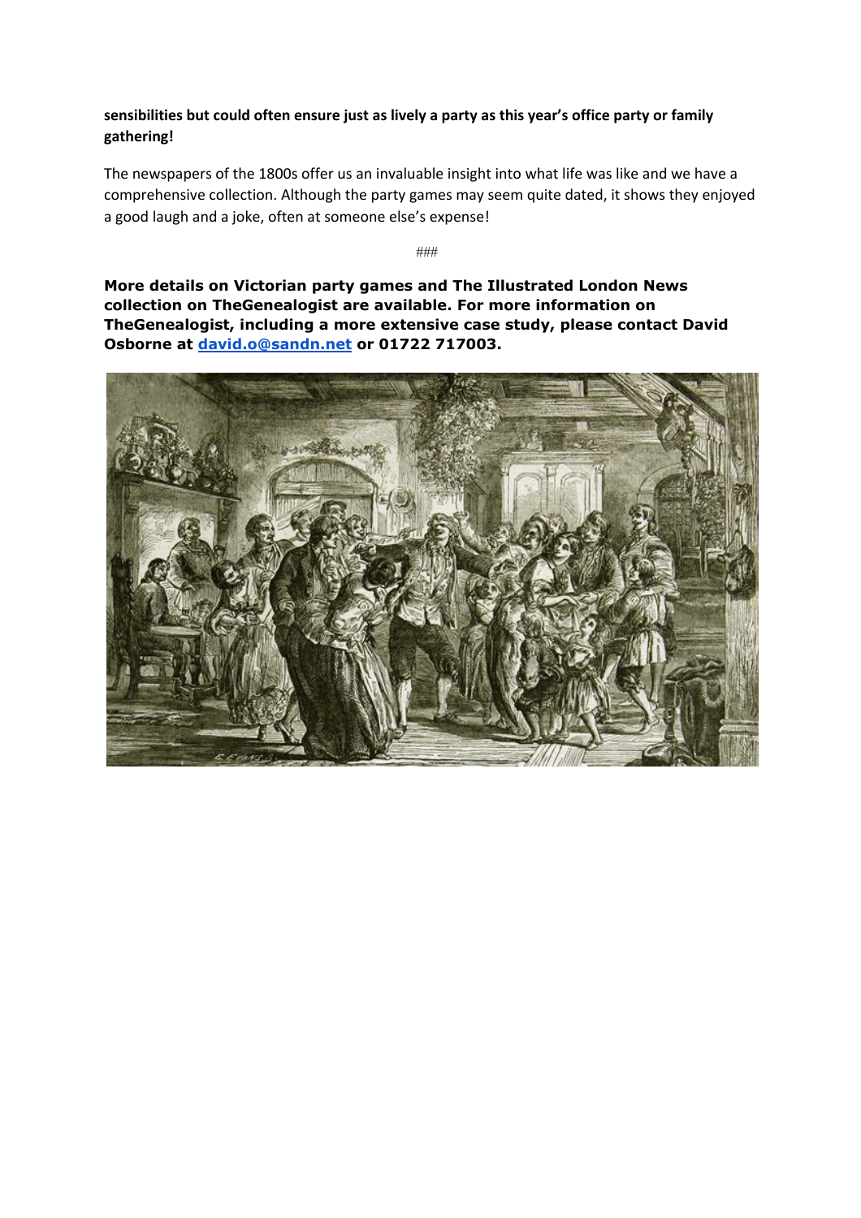**sensibilities but could often ensure just as lively a party as this year's office party or family gathering!**

The newspapers of the 1800s offer us an invaluable insight into what life was like and we have a comprehensive collection. Although the party games may seem quite dated, it shows they enjoyed a good laugh and a joke, often at someone else's expense!

###

**More details on Victorian party games and The Illustrated London News collection on TheGenealogist are available. For more information on TheGenealogist, including a more extensive case study, please contact David Osborne at [david.o@sandn.net](mailto:david.o@sandn.net) or 01722 717003.**